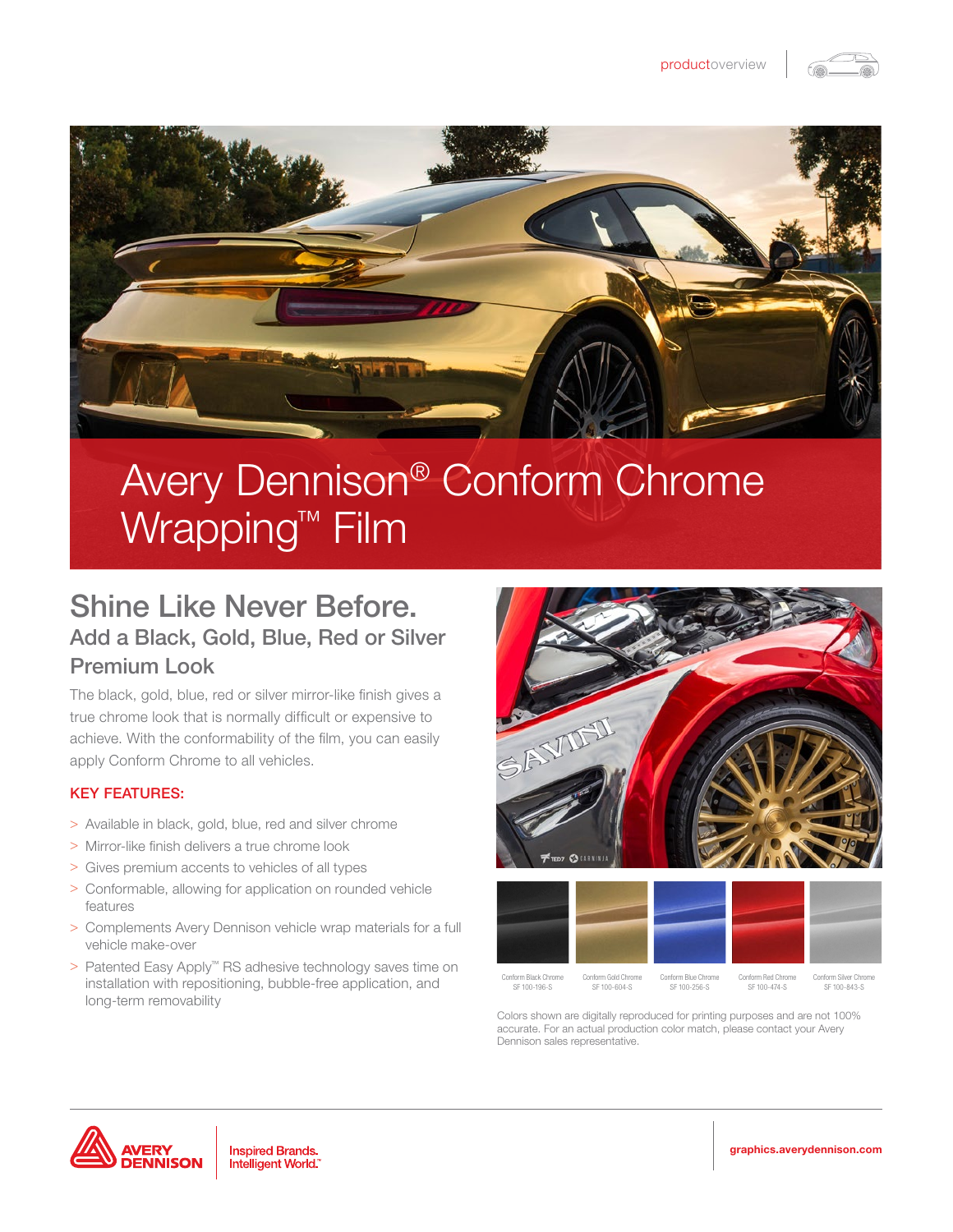productoverview

# Avery Dennison® Conform Chrome Wrapping™ Film

## Shine Like Never Before.

### Add a Black, Gold, Blue, Red or Silver Premium Look

The black, gold, blue, red or silver mirror-like finish gives a true chrome look that is normally difficult or expensive to achieve. With the conformability of the film, you can easily apply Conform Chrome to all vehicles.

**KEY FEATURES:**

- Available in black, gold, blue, red and silver chrome
- Mirror-like finish delivers a true chrome look
- Gives premium accents to vehicles of all types
- Conformable, allowing for application on rounded vehicle features
- Complements Avery Dennison vehicle wrap materials for a full vehicle make-over
- Patented Easy Apply™ RS adhesive technology saves time on installation with repositioning, bubble-free application, and long-term removability

Conform Black Chrome SF 100-196-S

Conform Gold Chrome SF 100-604-S

Conform Blue Chrome SF 100-256-S

Conform Red Chrome SF 100-474-S

Conform Silver Chrome SF 100-843-S

Colors shown are digitally reproduced for printing purposes and are not 100% accurate. For an actual production color match, please contact your Avery Dennison sales representative.

AVERY DENNISON | Inspired Brands. Intelligent World.™

graphics.averydennison.com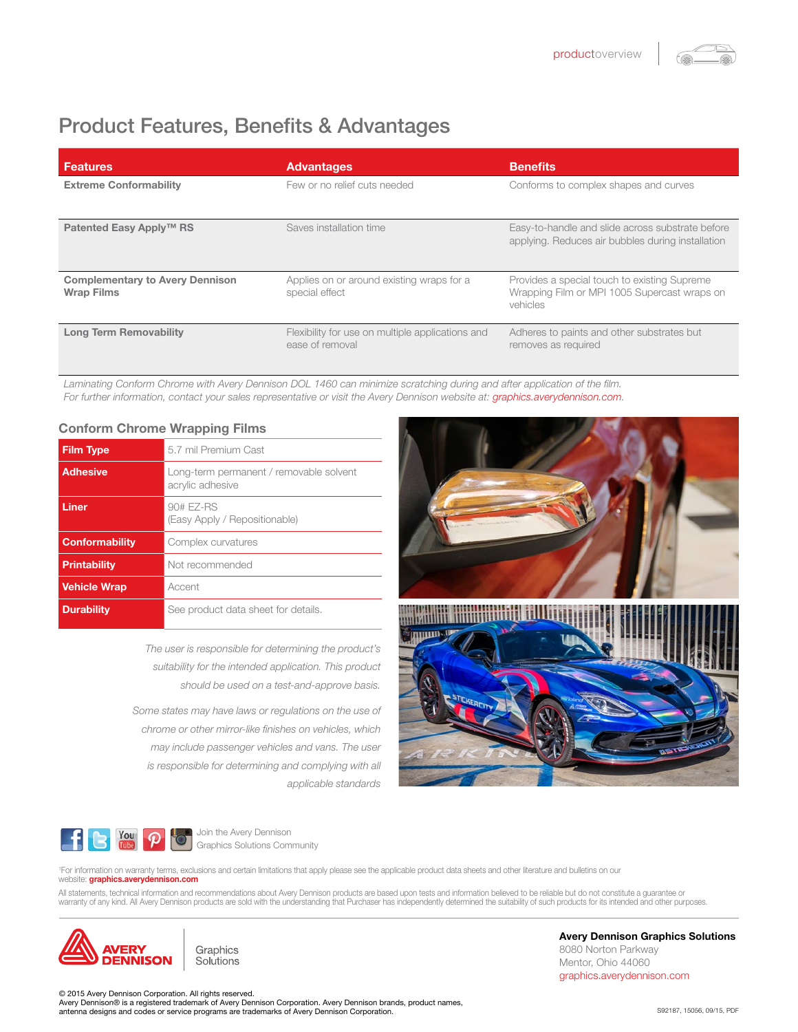# Product Features, Benefits & Advantages

| Features | Advantages | Benefits |
| --- | --- | --- |
| **Extreme Conformability** | Few or no relief cuts needed | Conforms to complex shapes and curves |
| **Patented Easy Apply™ RS** | Saves installation time | Easy-to-handle and slide across substrate before applying. Reduces air bubbles during installation |
| **Complementary to Avery Dennison Wrap Films** | Applies on or around existing wraps for a special effect | Provides a special touch to existing Supreme Wrapping Film or MPI 1005 Supercast wraps on vehicles |
| **Long Term Removability** | Flexibility for use on multiple applications and ease of removal | Adheres to paints and other substrates but removes as required |

*Laminating Conform Chrome with Avery Dennison DOL 1460 can minimize scratching during and after application of the film.*
*For further information, contact your sales representative or visit the Avery Dennison website at: graphics.averydennison.com.*

## Conform Chrome Wrapping Films

| | |
| --- | --- |
| **Film Type** | 5.7 mil Premium Cast |
| **Adhesive** | Long-term permanent / removable solvent acrylic adhesive |
| **Liner** | 90# EZ-RS (Easy Apply / Repositionable) |
| **Conformability** | Complex curvatures |
| **Printability** | Not recommended |
| **Vehicle Wrap** | Accent |
| **Durability** | See product data sheet for details. |

*The user is responsible for determining the product's suitability for the intended application. This product should be used on a test-and-approve basis.*

*Some states may have laws or regulations on the use of chrome or other mirror-like finishes on vehicles, which may include passenger vehicles and vans. The user is responsible for determining and complying with all applicable standards*

Join the Avery Dennison Graphics Solutions Community

[1]For information on warranty terms, exclusions and certain limitations that apply please see the applicable product data sheets and other literature and bulletins on our website: **graphics.averydennison.com**

All statements, technical information and recommendations about Avery Dennison products are based upon tests and information believed to be reliable but do not constitute a guarantee or warranty of any kind. All Avery Dennison products are sold with the understanding that Purchaser has independently determined the suitability of such products for its intended and other purposes.

AVERY DENNISON Graphics Solutions

**Avery Dennison Graphics Solutions**
8080 Norton Parkway
Mentor, Ohio 44060
graphics.averydennison.com

© 2015 Avery Dennison Corporation. All rights reserved.
Avery Dennison® is a registered trademark of Avery Dennison Corporation. Avery Dennison brands, product names, antenna designs and codes or service programs are trademarks of Avery Dennison Corporation.

S92187, 15056, 09/15, PDF